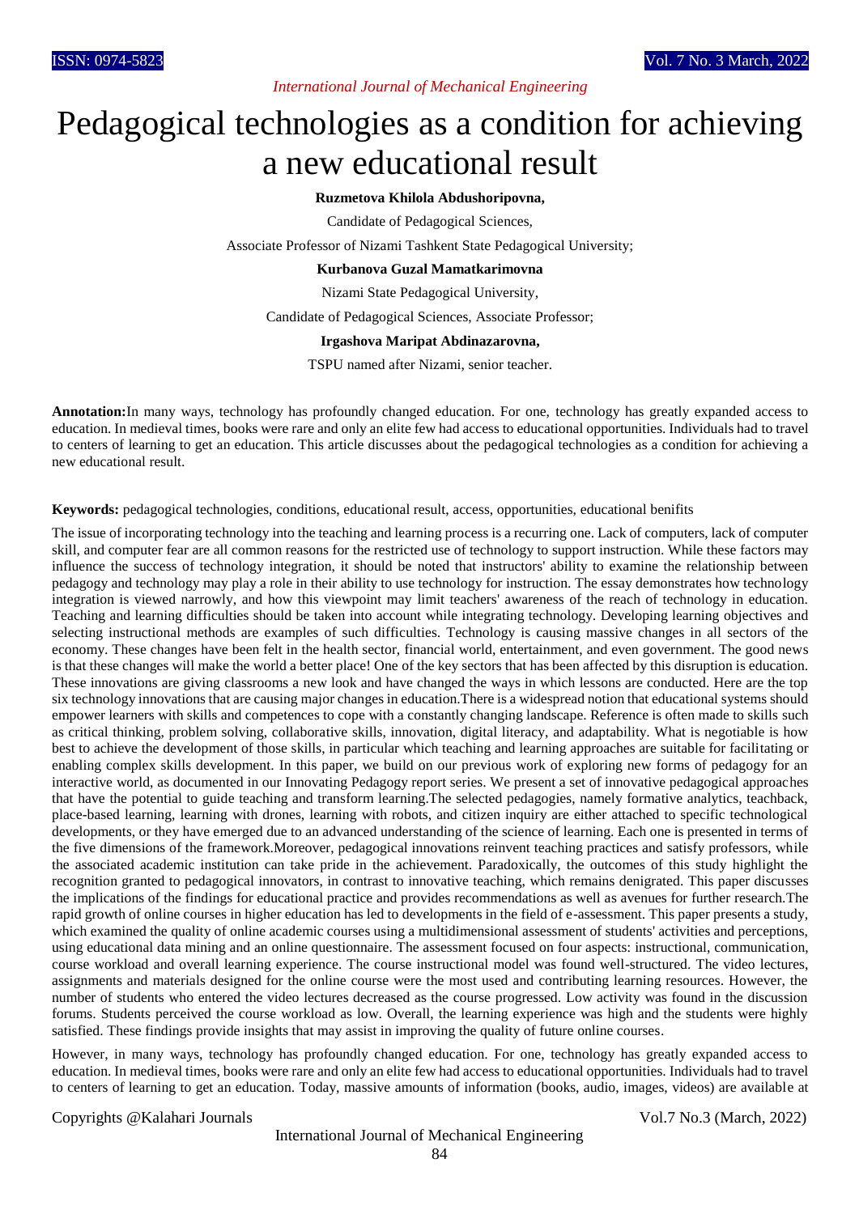# Pedagogical technologies as a condition for achieving a new educational result

**Ruzmetova Khilola Abdushoripovna,**

Candidate of Pedagogical Sciences,

Associate Professor of Nizami Tashkent State Pedagogical University;

**Kurbanova Guzal Mamatkarimovna**

Nizami State Pedagogical University,

Candidate of Pedagogical Sciences, Associate Professor;

**Irgashova Maripat Abdinazarovna,**

TSPU named after Nizami, senior teacher.

**Annotation:**In many ways, technology has profoundly changed education. For one, technology has greatly expanded access to education. In medieval times, books were rare and only an elite few had access to educational opportunities. Individuals had to travel to centers of learning to get an education. This article discusses about the pedagogical technologies as a condition for achieving a new educational result.

**Keywords:** pedagogical technologies, conditions, educational result, access, opportunities, educational benifits

The issue of incorporating technology into the teaching and learning process is a recurring one. Lack of computers, lack of computer skill, and computer fear are all common reasons for the restricted use of technology to support instruction. While these factors may influence the success of technology integration, it should be noted that instructors' ability to examine the relationship between pedagogy and technology may play a role in their ability to use technology for instruction. The essay demonstrates how technology integration is viewed narrowly, and how this viewpoint may limit teachers' awareness of the reach of technology in education. Teaching and learning difficulties should be taken into account while integrating technology. Developing learning objectives and selecting instructional methods are examples of such difficulties. Technology is causing massive changes in all sectors of the economy. These changes have been felt in the health sector, financial world, entertainment, and even government. The good news is that these changes will make the world a better place! One of the key sectors that has been affected by this disruption is education. These innovations are giving classrooms a new look and have changed the ways in which lessons are conducted. Here are the top six technology innovations that are causing major changes in education.There is a widespread notion that educational systems should empower learners with skills and competences to cope with a constantly changing landscape. Reference is often made to skills such as critical thinking, problem solving, collaborative skills, innovation, digital literacy, and adaptability. What is negotiable is how best to achieve the development of those skills, in particular which teaching and learning approaches are suitable for facilitating or enabling complex skills development. In this paper, we build on our previous work of exploring new forms of pedagogy for an interactive world, as documented in our Innovating Pedagogy report series. We present a set of innovative pedagogical approaches that have the potential to guide teaching and transform learning.The selected pedagogies, namely formative analytics, teachback, place-based learning, learning with drones, learning with robots, and citizen inquiry are either attached to specific technological developments, or they have emerged due to an advanced understanding of the science of learning. Each one is presented in terms of the five dimensions of the framework.Moreover, pedagogical innovations reinvent teaching practices and satisfy professors, while the associated academic institution can take pride in the achievement. Paradoxically, the outcomes of this study highlight the recognition granted to pedagogical innovators, in contrast to innovative teaching, which remains denigrated. This paper discusses the implications of the findings for educational practice and provides recommendations as well as avenues for further research.The rapid growth of online courses in higher education has led to developments in the field of e-assessment. This paper presents a study, which examined the quality of online academic courses using a multidimensional assessment of students' activities and perceptions, using educational data mining and an online questionnaire. The assessment focused on four aspects: instructional, communication, course workload and overall learning experience. The course instructional model was found well-structured. The video lectures, assignments and materials designed for the online course were the most used and contributing learning resources. However, the number of students who entered the video lectures decreased as the course progressed. Low activity was found in the discussion forums. Students perceived the course workload as low. Overall, the learning experience was high and the students were highly satisfied. These findings provide insights that may assist in improving the quality of future online courses.

However, in many ways, technology has profoundly changed education. For one, technology has greatly expanded access to education. In medieval times, books were rare and only an elite few had access to educational opportunities. Individuals had to travel to centers of learning to get an education. Today, massive amounts of information (books, audio, images, videos) are available at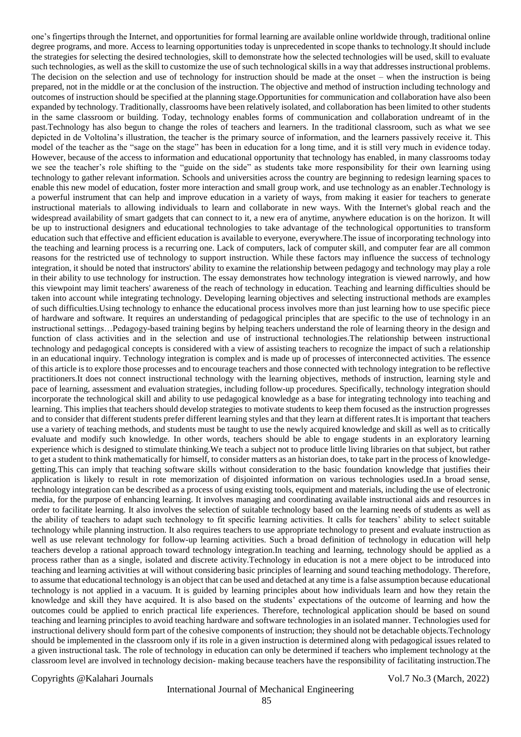one's fingertips through the Internet, and opportunities for formal learning are available online worldwide through, traditional online degree programs, and more. Access to learning opportunities today is unprecedented in scope thanks to technology.It should include the strategies for selecting the desired technologies, skill to demonstrate how the selected technologies will be used, skill to evaluate such technologies, as well as the skill to customize the use of such technological skills in a way that addresses instructional problems. The decision on the selection and use of technology for instruction should be made at the onset – when the instruction is being prepared, not in the middle or at the conclusion of the instruction. The objective and method of instruction including technology and outcomes of instruction should be specified at the planning stage.Opportunities for communication and collaboration have also been expanded by technology. Traditionally, classrooms have been relatively isolated, and collaboration has been limited to other students in the same classroom or building. Today, technology enables forms of communication and collaboration undreamt of in the past.Technology has also begun to change the roles of teachers and learners. In the traditional classroom, such as what we see depicted in de Voltolina's illustration, the teacher is the primary source of information, and the learners passively receive it. This model of the teacher as the "sage on the stage" has been in education for a long time, and it is still very much in evidence today. However, because of the access to information and educational opportunity that technology has enabled, in many classrooms today we see the teacher's role shifting to the "guide on the side" as students take more responsibility for their own learning using technology to gather relevant information. Schools and universities across the country are beginning to redesign learning spaces to enable this new model of education, foster more interaction and small group work, and use technology as an enabler.Technology is a powerful instrument that can help and improve education in a variety of ways, from making it easier for teachers to generate instructional materials to allowing individuals to learn and collaborate in new ways. With the Internet's global reach and the widespread availability of smart gadgets that can connect to it, a new era of anytime, anywhere education is on the horizon. It will be up to instructional designers and educational technologies to take advantage of the technological opportunities to transform education such that effective and efficient education is available to everyone, everywhere.The issue of incorporating technology into the teaching and learning process is a recurring one. Lack of computers, lack of computer skill, and computer fear are all common reasons for the restricted use of technology to support instruction. While these factors may influence the success of technology integration, it should be noted that instructors' ability to examine the relationship between pedagogy and technology may play a role in their ability to use technology for instruction. The essay demonstrates how technology integration is viewed narrowly, and how this viewpoint may limit teachers' awareness of the reach of technology in education. Teaching and learning difficulties should be taken into account while integrating technology. Developing learning objectives and selecting instructional methods are examples of such difficulties.Using technology to enhance the educational process involves more than just learning how to use specific piece of hardware and software. It requires an understanding of pedagogical principles that are specific to the use of technology in an instructional settings…Pedagogy-based training begins by helping teachers understand the role of learning theory in the design and function of class activities and in the selection and use of instructional technologies.The relationship between instructional technology and pedagogical concepts is considered with a view of assisting teachers to recognize the impact of such a relationship in an educational inquiry. Technology integration is complex and is made up of processes of interconnected activities. The essence of this article is to explore those processes and to encourage teachers and those connected with technology integration to be reflective practitioners.It does not connect instructional technology with the learning objectives, methods of instruction, learning style and pace of learning, assessment and evaluation strategies, including follow-up procedures. Specifically, technology integration should incorporate the technological skill and ability to use pedagogical knowledge as a base for integrating technology into teaching and learning. This implies that teachers should develop strategies to motivate students to keep them focused as the instruction progresses and to consider that different students prefer different learning styles and that they learn at different rates.It is important that teachers use a variety of teaching methods, and students must be taught to use the newly acquired knowledge and skill as well as to critically evaluate and modify such knowledge. In other words, teachers should be able to engage students in an exploratory learning experience which is designed to stimulate thinking.We teach a subject not to produce little living libraries on that subject, but rather to get a student to think mathematically for himself, to consider matters as an historian does, to take part in the process of knowledge-getting.This can imply that teaching software skills without consideration to the basic foundation knowledge that justifies their application is likely to result in rote memorization of disjointed information on various technologies used.In a broad sense, technology integration can be described as a process of using existing tools, equipment and materials, including the use of electronic media, for the purpose of enhancing learning. It involves managing and coordinating available instructional aids and resources in order to facilitate learning. It also involves the selection of suitable technology based on the learning needs of students as well as the ability of teachers to adapt such technology to fit specific learning activities. It calls for teachers' ability to select suitable technology while planning instruction. It also requires teachers to use appropriate technology to present and evaluate instruction as well as use relevant technology for follow-up learning activities. Such a broad definition of technology in education will help teachers develop a rational approach toward technology integration.In teaching and learning, technology should be applied as a process rather than as a single, isolated and discrete activity.Technology in education is not a mere object to be introduced into teaching and learning activities at will without considering basic principles of learning and sound teaching methodology. Therefore, to assume that educational technology is an object that can be used and detached at any time is a false assumption because educational technology is not applied in a vacuum. It is guided by learning principles about how individuals learn and how they retain the knowledge and skill they have acquired. It is also based on the students' expectations of the outcome of learning and how the outcomes could be applied to enrich practical life experiences. Therefore, technological application should be based on sound teaching and learning principles to avoid teaching hardware and software technologies in an isolated manner. Technologies used for instructional delivery should form part of the cohesive components of instruction; they should not be detachable objects.Technology should be implemented in the classroom only if its role in a given instruction is determined along with pedagogical issues related to a given instructional task. The role of technology in education can only be determined if teachers who implement technology at the classroom level are involved in technology decision- making because teachers have the responsibility of facilitating instruction.The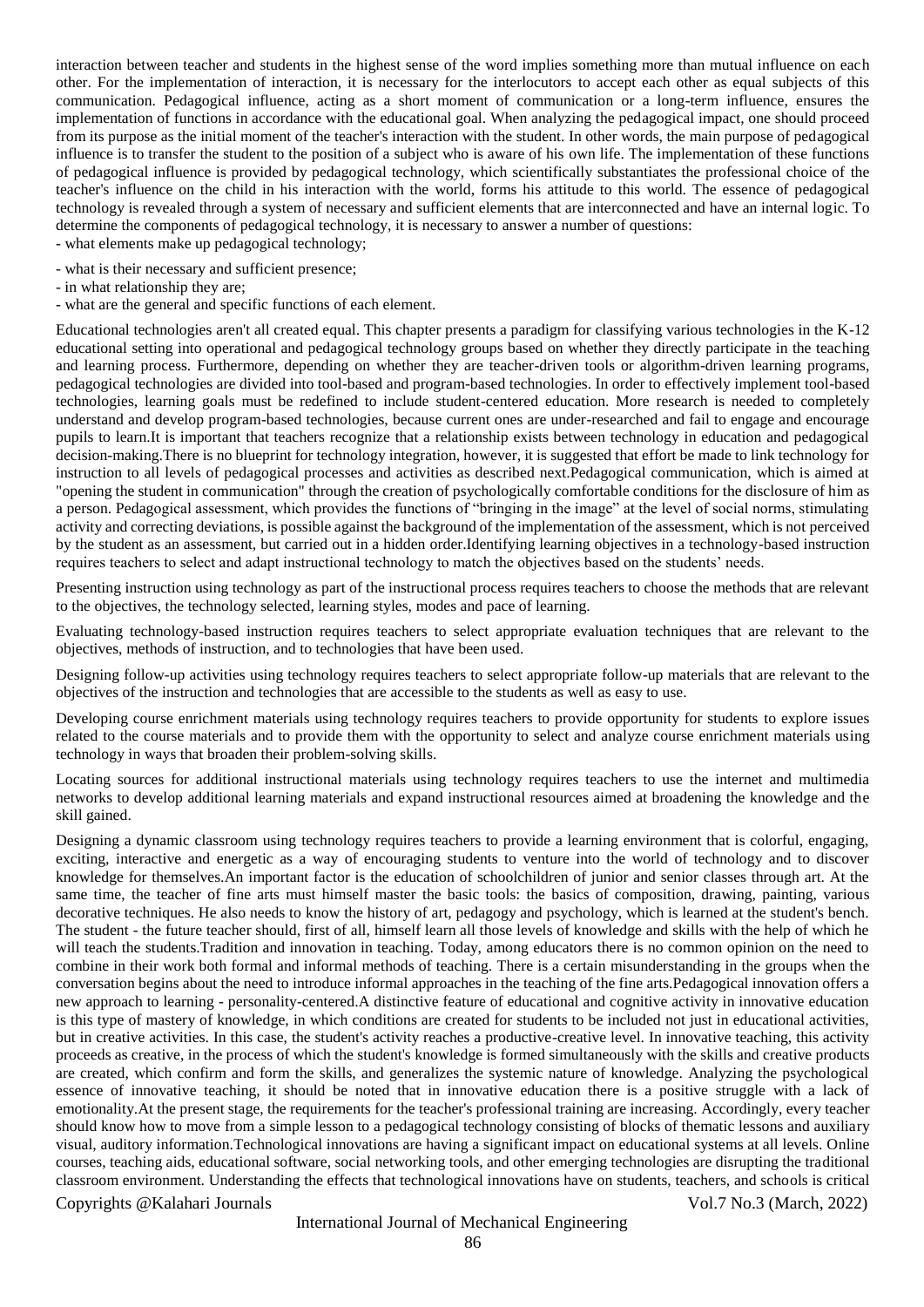interaction between teacher and students in the highest sense of the word implies something more than mutual influence on each other. For the implementation of interaction, it is necessary for the interlocutors to accept each other as equal subjects of this communication. Pedagogical influence, acting as a short moment of communication or a long-term influence, ensures the implementation of functions in accordance with the educational goal. When analyzing the pedagogical impact, one should proceed from its purpose as the initial moment of the teacher's interaction with the student. In other words, the main purpose of pedagogical influence is to transfer the student to the position of a subject who is aware of his own life. The implementation of these functions of pedagogical influence is provided by pedagogical technology, which scientifically substantiates the professional choice of the teacher's influence on the child in his interaction with the world, forms his attitude to this world. The essence of pedagogical technology is revealed through a system of necessary and sufficient elements that are interconnected and have an internal logic. To determine the components of pedagogical technology, it is necessary to answer a number of questions:

- what elements make up pedagogical technology;
- what is their necessary and sufficient presence;
- in what relationship they are;
- what are the general and specific functions of each element.

Educational technologies aren't all created equal. This chapter presents a paradigm for classifying various technologies in the K-12 educational setting into operational and pedagogical technology groups based on whether they directly participate in the teaching and learning process. Furthermore, depending on whether they are teacher-driven tools or algorithm-driven learning programs, pedagogical technologies are divided into tool-based and program-based technologies. In order to effectively implement tool-based technologies, learning goals must be redefined to include student-centered education. More research is needed to completely understand and develop program-based technologies, because current ones are under-researched and fail to engage and encourage pupils to learn.It is important that teachers recognize that a relationship exists between technology in education and pedagogical decision-making.There is no blueprint for technology integration, however, it is suggested that effort be made to link technology for instruction to all levels of pedagogical processes and activities as described next.Pedagogical communication, which is aimed at "opening the student in communication" through the creation of psychologically comfortable conditions for the disclosure of him as a person. Pedagogical assessment, which provides the functions of "bringing in the image" at the level of social norms, stimulating activity and correcting deviations, is possible against the background of the implementation of the assessment, which is not perceived by the student as an assessment, but carried out in a hidden order.Identifying learning objectives in a technology-based instruction requires teachers to select and adapt instructional technology to match the objectives based on the students' needs.

Presenting instruction using technology as part of the instructional process requires teachers to choose the methods that are relevant to the objectives, the technology selected, learning styles, modes and pace of learning.

Evaluating technology-based instruction requires teachers to select appropriate evaluation techniques that are relevant to the objectives, methods of instruction, and to technologies that have been used.

Designing follow-up activities using technology requires teachers to select appropriate follow-up materials that are relevant to the objectives of the instruction and technologies that are accessible to the students as well as easy to use.

Developing course enrichment materials using technology requires teachers to provide opportunity for students to explore issues related to the course materials and to provide them with the opportunity to select and analyze course enrichment materials using technology in ways that broaden their problem-solving skills.

Locating sources for additional instructional materials using technology requires teachers to use the internet and multimedia networks to develop additional learning materials and expand instructional resources aimed at broadening the knowledge and the skill gained.

Designing a dynamic classroom using technology requires teachers to provide a learning environment that is colorful, engaging, exciting, interactive and energetic as a way of encouraging students to venture into the world of technology and to discover knowledge for themselves.An important factor is the education of schoolchildren of junior and senior classes through art. At the same time, the teacher of fine arts must himself master the basic tools: the basics of composition, drawing, painting, various decorative techniques. He also needs to know the history of art, pedagogy and psychology, which is learned at the student's bench. The student - the future teacher should, first of all, himself learn all those levels of knowledge and skills with the help of which he will teach the students.Tradition and innovation in teaching. Today, among educators there is no common opinion on the need to combine in their work both formal and informal methods of teaching. There is a certain misunderstanding in the groups when the conversation begins about the need to introduce informal approaches in the teaching of the fine arts.Pedagogical innovation offers a new approach to learning - personality-centered.A distinctive feature of educational and cognitive activity in innovative education is this type of mastery of knowledge, in which conditions are created for students to be included not just in educational activities, but in creative activities. In this case, the student's activity reaches a productive-creative level. In innovative teaching, this activity proceeds as creative, in the process of which the student's knowledge is formed simultaneously with the skills and creative products are created, which confirm and form the skills, and generalizes the systemic nature of knowledge. Analyzing the psychological essence of innovative teaching, it should be noted that in innovative education there is a positive struggle with a lack of emotionality.At the present stage, the requirements for the teacher's professional training are increasing. Accordingly, every teacher should know how to move from a simple lesson to a pedagogical technology consisting of blocks of thematic lessons and auxiliary visual, auditory information.Technological innovations are having a significant impact on educational systems at all levels. Online courses, teaching aids, educational software, social networking tools, and other emerging technologies are disrupting the traditional classroom environment. Understanding the effects that technological innovations have on students, teachers, and schools is critical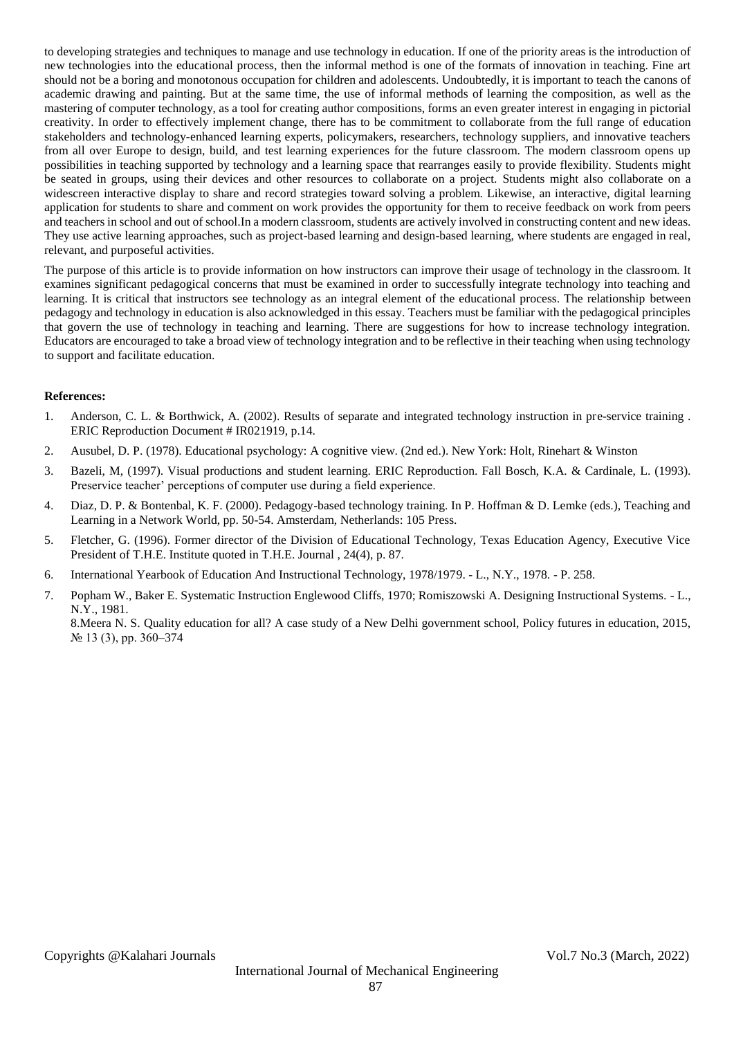to developing strategies and techniques to manage and use technology in education. If one of the priority areas is the introduction of new technologies into the educational process, then the informal method is one of the formats of innovation in teaching. Fine art should not be a boring and monotonous occupation for children and adolescents. Undoubtedly, it is important to teach the canons of academic drawing and painting. But at the same time, the use of informal methods of learning the composition, as well as the mastering of computer technology, as a tool for creating author compositions, forms an even greater interest in engaging in pictorial creativity. In order to effectively implement change, there has to be commitment to collaborate from the full range of education stakeholders and technology-enhanced learning experts, policymakers, researchers, technology suppliers, and innovative teachers from all over Europe to design, build, and test learning experiences for the future classroom. The modern classroom opens up possibilities in teaching supported by technology and a learning space that rearranges easily to provide flexibility. Students might be seated in groups, using their devices and other resources to collaborate on a project. Students might also collaborate on a widescreen interactive display to share and record strategies toward solving a problem. Likewise, an interactive, digital learning application for students to share and comment on work provides the opportunity for them to receive feedback on work from peers and teachers in school and out of school.In a modern classroom, students are actively involved in constructing content and new ideas. They use active learning approaches, such as project-based learning and design-based learning, where students are engaged in real, relevant, and purposeful activities.

The purpose of this article is to provide information on how instructors can improve their usage of technology in the classroom. It examines significant pedagogical concerns that must be examined in order to successfully integrate technology into teaching and learning. It is critical that instructors see technology as an integral element of the educational process. The relationship between pedagogy and technology in education is also acknowledged in this essay. Teachers must be familiar with the pedagogical principles that govern the use of technology in teaching and learning. There are suggestions for how to increase technology integration. Educators are encouraged to take a broad view of technology integration and to be reflective in their teaching when using technology to support and facilitate education.

**References:**

1. Anderson, C. L. & Borthwick, A. (2002). Results of separate and integrated technology instruction in pre-service training . ERIC Reproduction Document # IR021919, p.14.
2. Ausubel, D. P. (1978). Educational psychology: A cognitive view. (2nd ed.). New York: Holt, Rinehart & Winston
3. Bazeli, M, (1997). Visual productions and student learning. ERIC Reproduction. Fall Bosch, K.A. & Cardinale, L. (1993). Preservice teacher' perceptions of computer use during a field experience.
4. Diaz, D. P. & Bontenbal, K. F. (2000). Pedagogy-based technology training. In P. Hoffman & D. Lemke (eds.), Teaching and Learning in a Network World, pp. 50-54. Amsterdam, Netherlands: 105 Press.
5. Fletcher, G. (1996). Former director of the Division of Educational Technology, Texas Education Agency, Executive Vice President of T.H.E. Institute quoted in T.H.E. Journal , 24(4), p. 87.
6. International Yearbook of Education And Instructional Technology, 1978/1979. - L., N.Y., 1978. - P. 258.
7. Popham W., Baker E. Systematic Instruction Englewood Cliffs, 1970; Romiszowski A. Designing Instructional Systems. - L., N.Y., 1981.
   8.Meera N. S. Quality education for all? A case study of a New Delhi government school, Policy futures in education, 2015, № 13 (3), pp. 360–374